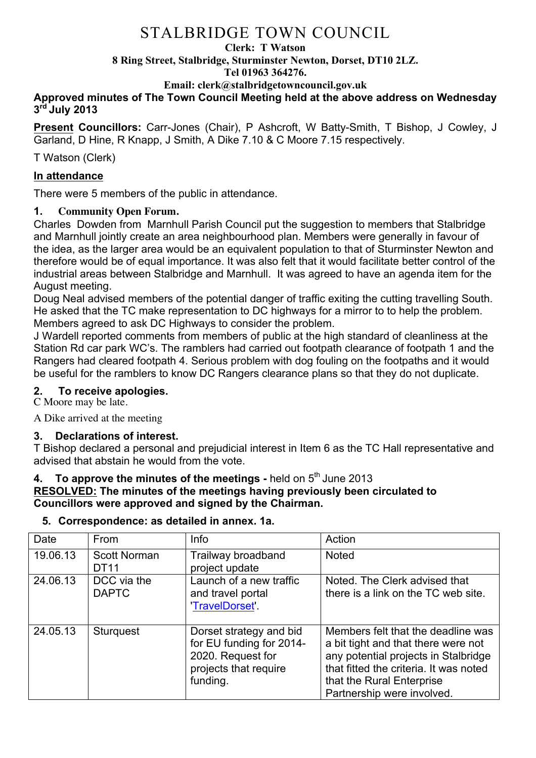# STALBRIDGE TOWN COUNCIL

**Clerk: T Watson**
**8 Ring Street, Stalbridge, Sturminster Newton, Dorset, DT10 2LZ.**
**Tel 01963 364276.**
**Email: clerk@stalbridgetowncouncil.gov.uk**

**Approved minutes of The Town Council Meeting held at the above address on Wednesday 3rd July 2013**

**Present Councillors:** Carr-Jones (Chair), P Ashcroft, W Batty-Smith, T Bishop, J Cowley, J Garland, D Hine, R Knapp, J Smith, A Dike 7.10 & C Moore 7.15 respectively.

T Watson (Clerk)

## In attendance

There were 5 members of the public in attendance.

### 1. Community Open Forum.

Charles Dowden from Marnhull Parish Council put the suggestion to members that Stalbridge and Marnhull jointly create an area neighbourhood plan. Members were generally in favour of the idea, as the larger area would be an equivalent population to that of Sturminster Newton and therefore would be of equal importance. It was also felt that it would facilitate better control of the industrial areas between Stalbridge and Marnhull. It was agreed to have an agenda item for the August meeting.

Doug Neal advised members of the potential danger of traffic exiting the cutting travelling South. He asked that the TC make representation to DC highways for a mirror to to help the problem. Members agreed to ask DC Highways to consider the problem.

J Wardell reported comments from members of public at the high standard of cleanliness at the Station Rd car park WC's. The ramblers had carried out footpath clearance of footpath 1 and the Rangers had cleared footpath 4. Serious problem with dog fouling on the footpaths and it would be useful for the ramblers to know DC Rangers clearance plans so that they do not duplicate.

### 2. To receive apologies.

C Moore may be late.

A Dike arrived at the meeting

### 3. Declarations of interest.

T Bishop declared a personal and prejudicial interest in Item 6 as the TC Hall representative and advised that abstain he would from the vote.

### 4. To approve the minutes of the meetings - held on 5th June 2013

**RESOLVED: The minutes of the meetings having previously been circulated to Councillors were approved and signed by the Chairman.**

### 5. Correspondence: as detailed in annex. 1a.

| Date | From | Info | Action |
|---|---|---|---|
| 19.06.13 | Scott Norman DT11 | Trailway broadband project update | Noted |
| 24.06.13 | DCC via the DAPTC | Launch of a new traffic and travel portal 'TravelDorset'. | Noted. The Clerk advised that there is a link on the TC web site. |
| 24.05.13 | Sturquest | Dorset strategy and bid for EU funding for 2014-2020. Request for projects that require funding. | Members felt that the deadline was a bit tight and that there were not any potential projects in Stalbridge that fitted the criteria. It was noted that the Rural Enterprise Partnership were involved. |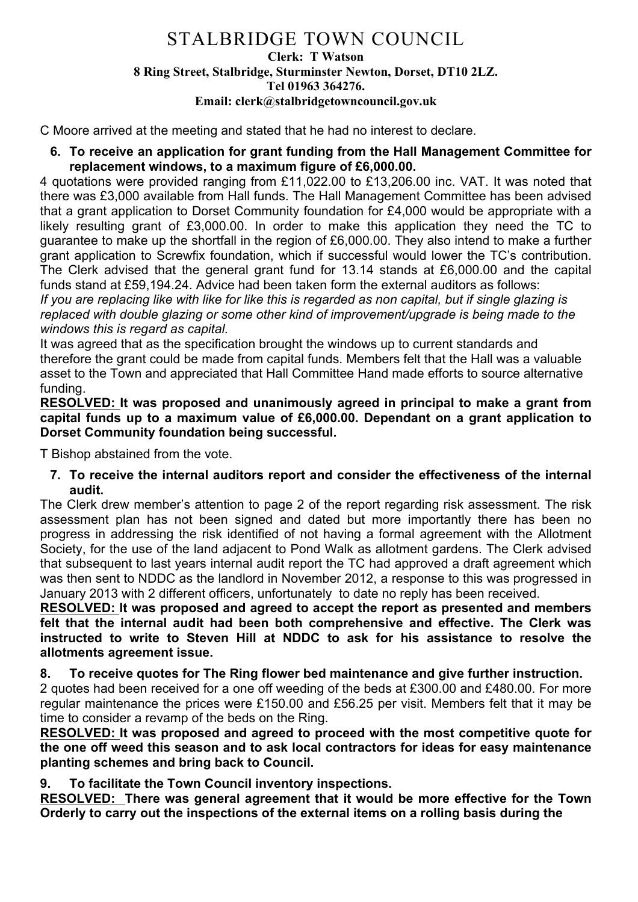# STALBRIDGE TOWN COUNCIL

**Clerk: T Watson**
**8 Ring Street, Stalbridge, Sturminster Newton, Dorset, DT10 2LZ.**
**Tel 01963 364276.**
**Email: clerk@stalbridgetowncouncil.gov.uk**

C Moore arrived at the meeting and stated that he had no interest to declare.

**6. To receive an application for grant funding from the Hall Management Committee for replacement windows, to a maximum figure of £6,000.00.**

4 quotations were provided ranging from £11,022.00 to £13,206.00 inc. VAT. It was noted that there was £3,000 available from Hall funds. The Hall Management Committee has been advised that a grant application to Dorset Community foundation for £4,000 would be appropriate with a likely resulting grant of £3,000.00. In order to make this application they need the TC to guarantee to make up the shortfall in the region of £6,000.00. They also intend to make a further grant application to Screwfix foundation, which if successful would lower the TC's contribution. The Clerk advised that the general grant fund for 13.14 stands at £6,000.00 and the capital funds stand at £59,194.24. Advice had been taken form the external auditors as follows:

*If you are replacing like with like for like this is regarded as non capital, but if single glazing is replaced with double glazing or some other kind of improvement/upgrade is being made to the windows this is regard as capital.*

It was agreed that as the specification brought the windows up to current standards and therefore the grant could be made from capital funds. Members felt that the Hall was a valuable asset to the Town and appreciated that Hall Committee Hand made efforts to source alternative funding.

**RESOLVED: It was proposed and unanimously agreed in principal to make a grant from capital funds up to a maximum value of £6,000.00. Dependant on a grant application to Dorset Community foundation being successful.**

T Bishop abstained from the vote.

**7. To receive the internal auditors report and consider the effectiveness of the internal audit.**

The Clerk drew member's attention to page 2 of the report regarding risk assessment. The risk assessment plan has not been signed and dated but more importantly there has been no progress in addressing the risk identified of not having a formal agreement with the Allotment Society, for the use of the land adjacent to Pond Walk as allotment gardens. The Clerk advised that subsequent to last years internal audit report the TC had approved a draft agreement which was then sent to NDDC as the landlord in November 2012, a response to this was progressed in January 2013 with 2 different officers, unfortunately to date no reply has been received.

**RESOLVED: It was proposed and agreed to accept the report as presented and members felt that the internal audit had been both comprehensive and effective. The Clerk was instructed to write to Steven Hill at NDDC to ask for his assistance to resolve the allotments agreement issue.**

**8. To receive quotes for The Ring flower bed maintenance and give further instruction.**

2 quotes had been received for a one off weeding of the beds at £300.00 and £480.00. For more regular maintenance the prices were £150.00 and £56.25 per visit. Members felt that it may be time to consider a revamp of the beds on the Ring.

**RESOLVED: It was proposed and agreed to proceed with the most competitive quote for the one off weed this season and to ask local contractors for ideas for easy maintenance planting schemes and bring back to Council.**

**9. To facilitate the Town Council inventory inspections.**

**RESOLVED: There was general agreement that it would be more effective for the Town Orderly to carry out the inspections of the external items on a rolling basis during the**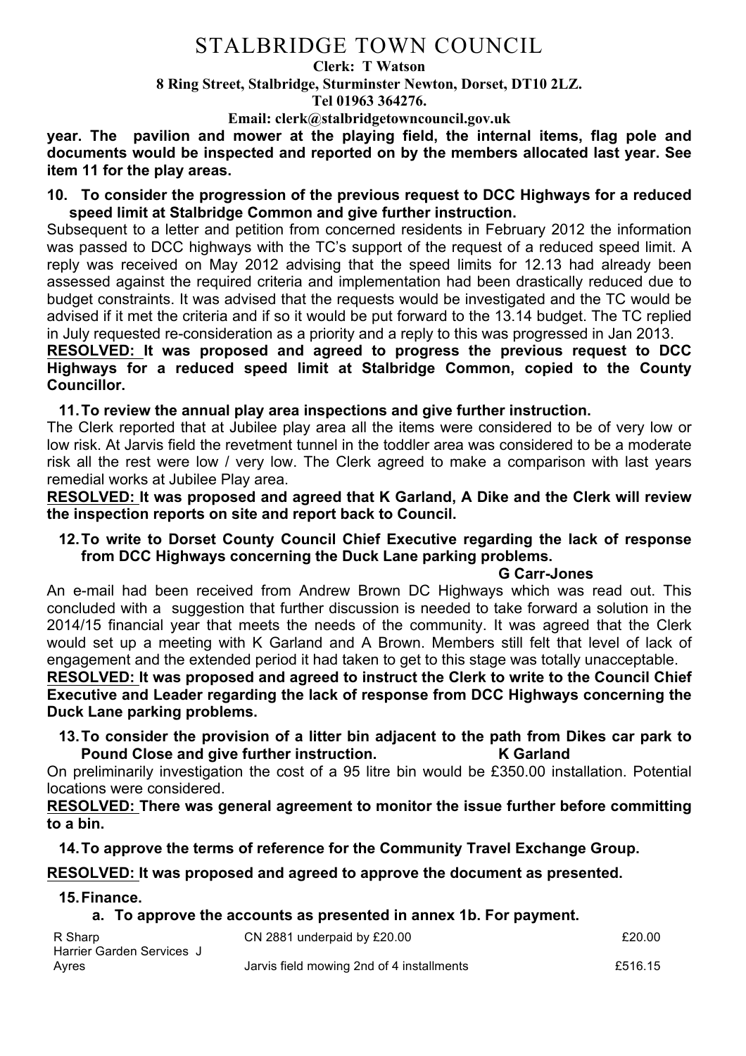# STALBRIDGE TOWN COUNCIL

**Clerk: T Watson**
**8 Ring Street, Stalbridge, Sturminster Newton, Dorset, DT10 2LZ.**
**Tel 01963 364276.**
**Email: clerk@stalbridgetowncouncil.gov.uk**

**year. The pavilion and mower at the playing field, the internal items, flag pole and documents would be inspected and reported on by the members allocated last year. See item 11 for the play areas.**

**10. To consider the progression of the previous request to DCC Highways for a reduced speed limit at Stalbridge Common and give further instruction.**

Subsequent to a letter and petition from concerned residents in February 2012 the information was passed to DCC highways with the TC's support of the request of a reduced speed limit. A reply was received on May 2012 advising that the speed limits for 12.13 had already been assessed against the required criteria and implementation had been drastically reduced due to budget constraints. It was advised that the requests would be investigated and the TC would be advised if it met the criteria and if so it would be put forward to the 13.14 budget. The TC replied in July requested re-consideration as a priority and a reply to this was progressed in Jan 2013.

**RESOLVED: It was proposed and agreed to progress the previous request to DCC Highways for a reduced speed limit at Stalbridge Common, copied to the County Councillor.**

**11. To review the annual play area inspections and give further instruction.**

The Clerk reported that at Jubilee play area all the items were considered to be of very low or low risk. At Jarvis field the revetment tunnel in the toddler area was considered to be a moderate risk all the rest were low / very low. The Clerk agreed to make a comparison with last years remedial works at Jubilee Play area.

**RESOLVED: It was proposed and agreed that K Garland, A Dike and the Clerk will review the inspection reports on site and report back to Council.**

**12. To write to Dorset County Council Chief Executive regarding the lack of response from DCC Highways concerning the Duck Lane parking problems.** **G Carr-Jones**

An e-mail had been received from Andrew Brown DC Highways which was read out. This concluded with a suggestion that further discussion is needed to take forward a solution in the 2014/15 financial year that meets the needs of the community. It was agreed that the Clerk would set up a meeting with K Garland and A Brown. Members still felt that level of lack of engagement and the extended period it had taken to get to this stage was totally unacceptable.

**RESOLVED: It was proposed and agreed to instruct the Clerk to write to the Council Chief Executive and Leader regarding the lack of response from DCC Highways concerning the Duck Lane parking problems.**

**13. To consider the provision of a litter bin adjacent to the path from Dikes car park to Pound Close and give further instruction.** **K Garland**

On preliminarily investigation the cost of a 95 litre bin would be £350.00 installation. Potential locations were considered.

**RESOLVED: There was general agreement to monitor the issue further before committing to a bin.**

**14. To approve the terms of reference for the Community Travel Exchange Group.**

**RESOLVED: It was proposed and agreed to approve the document as presented.**

**15. Finance.**

**a. To approve the accounts as presented in annex 1b. For payment.**

| | | |
|---|---|---|
| R Sharp | CN 2881 underpaid by £20.00 | £20.00 |
| Harrier Garden Services J Ayres | Jarvis field mowing 2nd of 4 installments | £516.15 |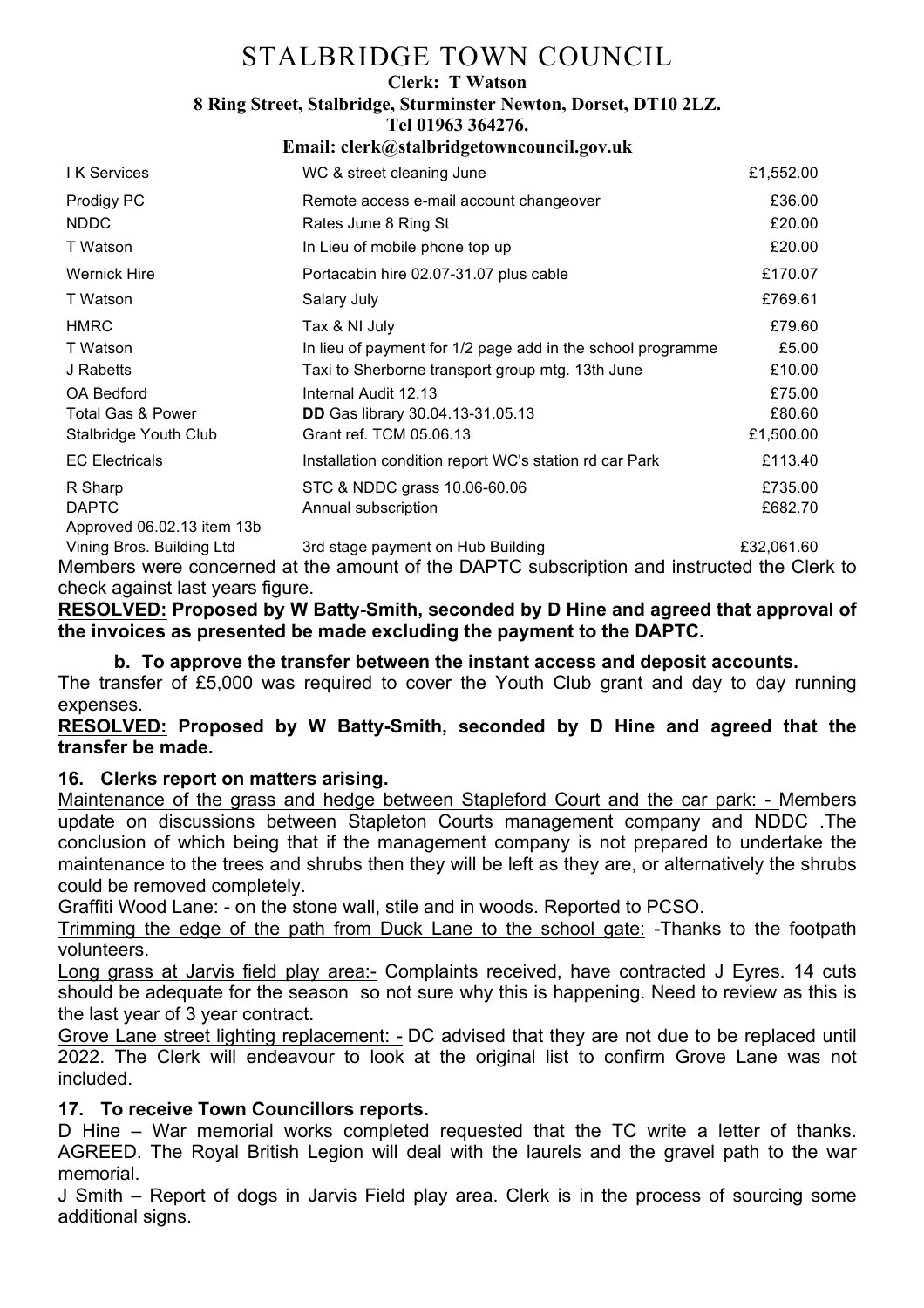# STALBRIDGE TOWN COUNCIL

**Clerk: T Watson**
**8 Ring Street, Stalbridge, Sturminster Newton, Dorset, DT10 2LZ.**
**Tel 01963 364276.**
**Email: clerk@stalbridgetowncouncil.gov.uk**

| | | |
|---|---|---|
| I K Services | WC & street cleaning June | £1,552.00 |
| Prodigy PC | Remote access e-mail account changeover | £36.00 |
| NDDC | Rates June 8 Ring St | £20.00 |
| T Watson | In Lieu of mobile phone top up | £20.00 |
| Wernick Hire | Portacabin hire 02.07-31.07 plus cable | £170.07 |
| T Watson | Salary July | £769.61 |
| HMRC | Tax & NI July | £79.60 |
| T Watson | In lieu of payment for 1/2 page add in the school programme | £5.00 |
| J Rabetts | Taxi to Sherborne transport group mtg. 13th June | £10.00 |
| OA Bedford | Internal Audit 12.13 | £75.00 |
| Total Gas & Power | **DD** Gas library 30.04.13-31.05.13 | £80.60 |
| Stalbridge Youth Club | Grant ref. TCM 05.06.13 | £1,500.00 |
| EC Electricals | Installation condition report WC's station rd car Park | £113.40 |
| R Sharp | STC & NDDC grass 10.06-60.06 | £735.00 |
| DAPTC | Annual subscription | £682.70 |
| Approved 06.02.13 item 13b | | |
| Vining Bros. Building Ltd | 3rd stage payment on Hub Building | £32,061.60 |

Members were concerned at the amount of the DAPTC subscription and instructed the Clerk to check against last years figure.

**<u>RESOLVED:</u> Proposed by W Batty-Smith, seconded by D Hine and agreed that approval of the invoices as presented be made excluding the payment to the DAPTC.**

**b. To approve the transfer between the instant access and deposit accounts.**

The transfer of £5,000 was required to cover the Youth Club grant and day to day running expenses.

**<u>RESOLVED:</u> Proposed by W Batty-Smith, seconded by D Hine and agreed that the transfer be made.**

### 16. Clerks report on matters arising.

<u>Maintenance of the grass and hedge between Stapleford Court and the car park: -</u> Members update on discussions between Stapleton Courts management company and NDDC .The conclusion of which being that if the management company is not prepared to undertake the maintenance to the trees and shrubs then they will be left as they are, or alternatively the shrubs could be removed completely.

<u>Graffiti Wood Lane</u>: - on the stone wall, stile and in woods. Reported to PCSO.

<u>Trimming the edge of the path from Duck Lane to the school gate:</u> -Thanks to the footpath volunteers.

<u>Long grass at Jarvis field play area:-</u> Complaints received, have contracted J Eyres. 14 cuts should be adequate for the season so not sure why this is happening. Need to review as this is the last year of 3 year contract.

<u>Grove Lane street lighting replacement: -</u> DC advised that they are not due to be replaced until 2022. The Clerk will endeavour to look at the original list to confirm Grove Lane was not included.

### 17. To receive Town Councillors reports.

D Hine – War memorial works completed requested that the TC write a letter of thanks. AGREED. The Royal British Legion will deal with the laurels and the gravel path to the war memorial.

J Smith – Report of dogs in Jarvis Field play area. Clerk is in the process of sourcing some additional signs.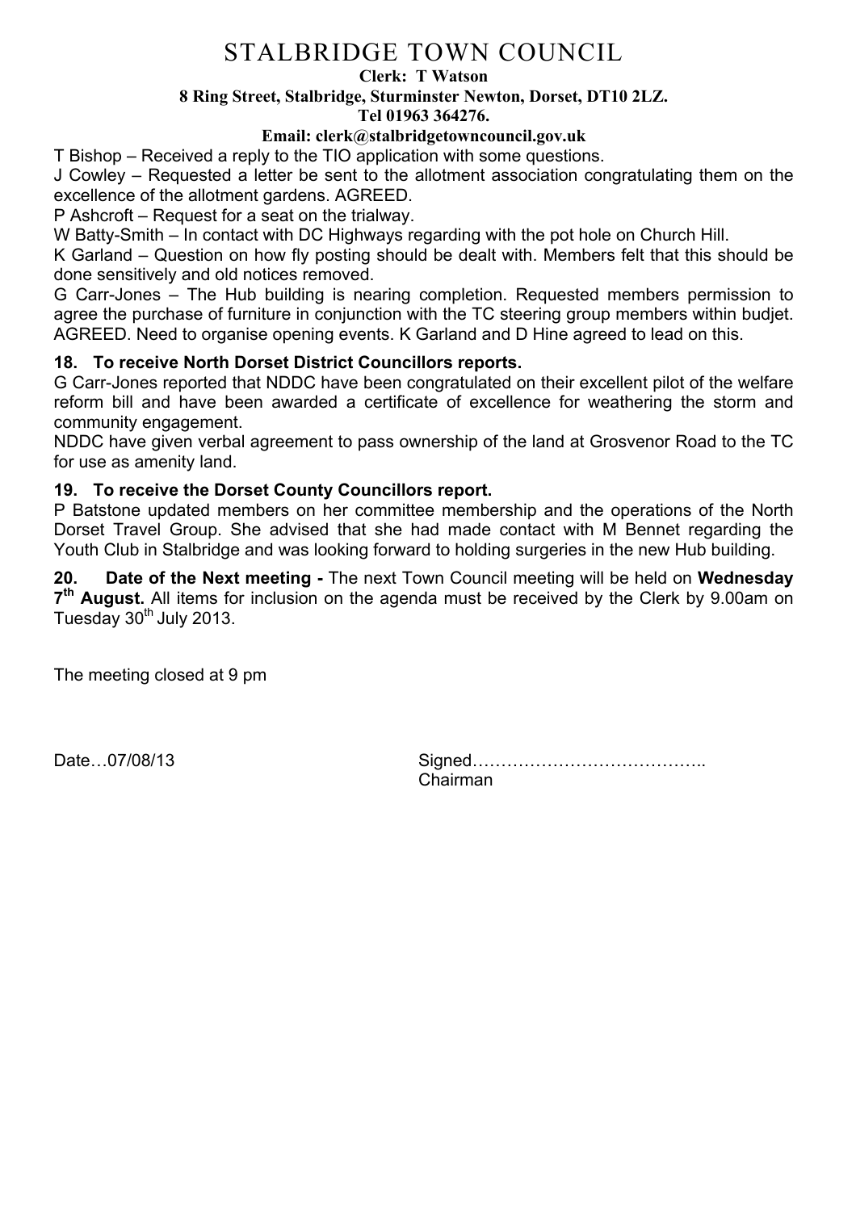# STALBRIDGE TOWN COUNCIL

**Clerk: T Watson**
**8 Ring Street, Stalbridge, Sturminster Newton, Dorset, DT10 2LZ.**
**Tel 01963 364276.**
**Email: clerk@stalbridgetowncouncil.gov.uk**

T Bishop – Received a reply to the TIO application with some questions.
J Cowley – Requested a letter be sent to the allotment association congratulating them on the excellence of the allotment gardens. AGREED.
P Ashcroft – Request for a seat on the trialway.
W Batty-Smith – In contact with DC Highways regarding with the pot hole on Church Hill.
K Garland – Question on how fly posting should be dealt with. Members felt that this should be done sensitively and old notices removed.
G Carr-Jones – The Hub building is nearing completion. Requested members permission to agree the purchase of furniture in conjunction with the TC steering group members within budjet. AGREED. Need to organise opening events. K Garland and D Hine agreed to lead on this.

### 18. To receive North Dorset District Councillors reports.

G Carr-Jones reported that NDDC have been congratulated on their excellent pilot of the welfare reform bill and have been awarded a certificate of excellence for weathering the storm and community engagement.
NDDC have given verbal agreement to pass ownership of the land at Grosvenor Road to the TC for use as amenity land.

### 19. To receive the Dorset County Councillors report.

P Batstone updated members on her committee membership and the operations of the North Dorset Travel Group. She advised that she had made contact with M Bennet regarding the Youth Club in Stalbridge and was looking forward to holding surgeries in the new Hub building.

**20. Date of the Next meeting -** The next Town Council meeting will be held on **Wednesday 7th August.** All items for inclusion on the agenda must be received by the Clerk by 9.00am on Tuesday 30th July 2013.

The meeting closed at 9 pm

Date…07/08/13

Signed…………………………………..
Chairman